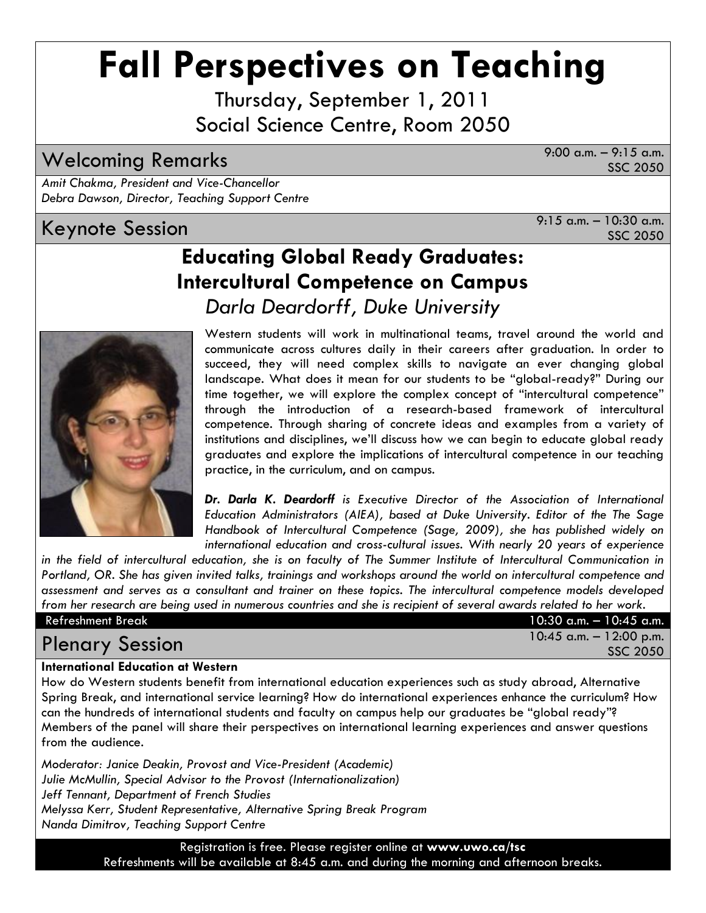# Fall Perspectives on Teaching

Thursday, September 1, 2011
Social Science Centre, Room 2050

## Welcoming Remarks

9:00 a.m. – 9:15 a.m.
SSC 2050

*Amit Chakma, President and Vice-Chancellor*
*Debra Dawson, Director, Teaching Support Centre*

## Keynote Session

9:15 a.m. – 10:30 a.m.
SSC 2050

### Educating Global Ready Graduates: Intercultural Competence on Campus

*Darla Deardorff, Duke University*

Western students will work in multinational teams, travel around the world and communicate across cultures daily in their careers after graduation. In order to succeed, they will need complex skills to navigate an ever changing global landscape. What does it mean for our students to be "global-ready?" During our time together, we will explore the complex concept of "intercultural competence" through the introduction of a research-based framework of intercultural competence. Through sharing of concrete ideas and examples from a variety of institutions and disciplines, we'll discuss how we can begin to educate global ready graduates and explore the implications of intercultural competence in our teaching practice, in the curriculum, and on campus.

***Dr. Darla K. Deardorff** is Executive Director of the Association of International Education Administrators (AIEA), based at Duke University. Editor of the The Sage Handbook of Intercultural Competence (Sage, 2009), she has published widely on international education and cross-cultural issues. With nearly 20 years of experience in the field of intercultural education, she is on faculty of The Summer Institute of Intercultural Communication in Portland, OR. She has given invited talks, trainings and workshops around the world on intercultural competence and assessment and serves as a consultant and trainer on these topics. The intercultural competence models developed from her research are being used in numerous countries and she is recipient of several awards related to her work.*

Refreshment Break 10:30 a.m. – 10:45 a.m.

## Plenary Session

10:45 a.m. – 12:00 p.m.
SSC 2050

**International Education at Western**

How do Western students benefit from international education experiences such as study abroad, Alternative Spring Break, and international service learning? How do international experiences enhance the curriculum? How can the hundreds of international students and faculty on campus help our graduates be "global ready"? Members of the panel will share their perspectives on international learning experiences and answer questions from the audience.

*Moderator: Janice Deakin, Provost and Vice-President (Academic)*
*Julie McMullin, Special Advisor to the Provost (Internationalization)*
*Jeff Tennant, Department of French Studies*
*Melyssa Kerr, Student Representative, Alternative Spring Break Program*
*Nanda Dimitrov, Teaching Support Centre*

Registration is free. Please register online at **www.uwo.ca/tsc**
Refreshments will be available at 8:45 a.m. and during the morning and afternoon breaks.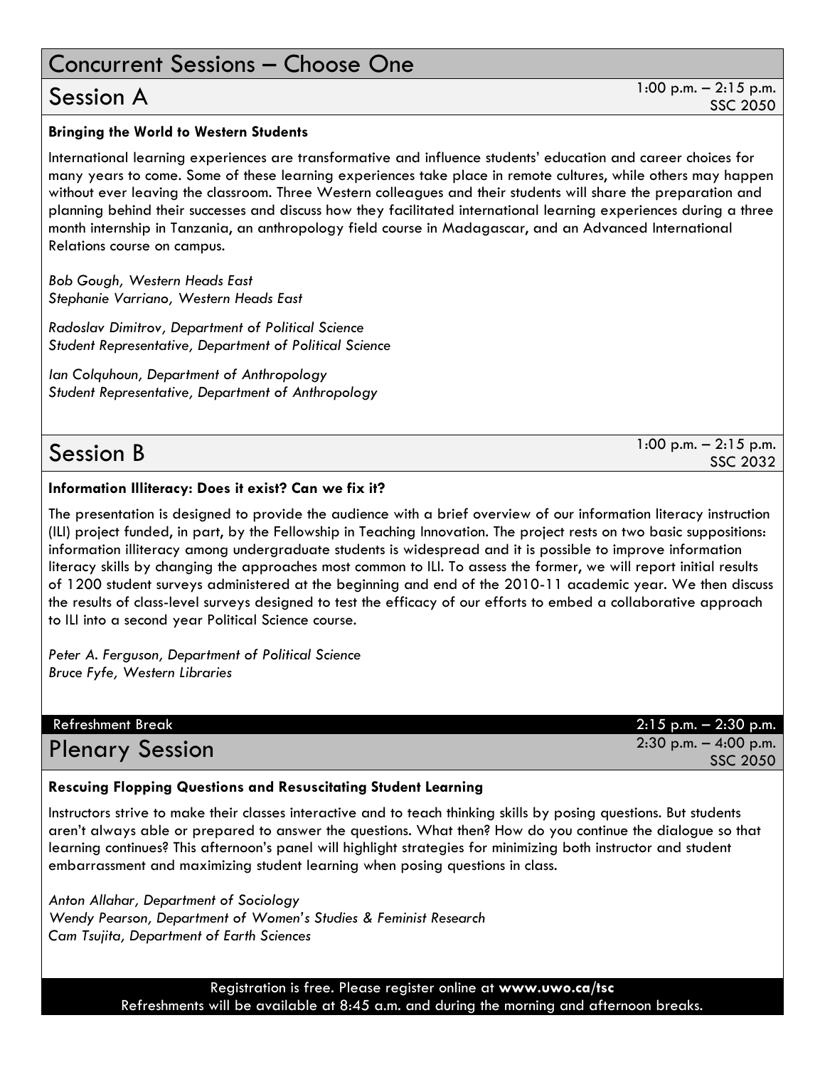# Concurrent Sessions – Choose One

## Session A

1:00 p.m. – 2:15 p.m.
SSC 2050

**Bringing the World to Western Students**

International learning experiences are transformative and influence students' education and career choices for many years to come. Some of these learning experiences take place in remote cultures, while others may happen without ever leaving the classroom. Three Western colleagues and their students will share the preparation and planning behind their successes and discuss how they facilitated international learning experiences during a three month internship in Tanzania, an anthropology field course in Madagascar, and an Advanced International Relations course on campus.

*Bob Gough, Western Heads East*
*Stephanie Varriano, Western Heads East*

*Radoslav Dimitrov, Department of Political Science*
*Student Representative, Department of Political Science*

*Ian Colquhoun, Department of Anthropology*
*Student Representative, Department of Anthropology*

## Session B

1:00 p.m. – 2:15 p.m.
SSC 2032

**Information Illiteracy: Does it exist? Can we fix it?**

The presentation is designed to provide the audience with a brief overview of our information literacy instruction (ILI) project funded, in part, by the Fellowship in Teaching Innovation. The project rests on two basic suppositions: information illiteracy among undergraduate students is widespread and it is possible to improve information literacy skills by changing the approaches most common to ILI. To assess the former, we will report initial results of 1200 student surveys administered at the beginning and end of the 2010-11 academic year. We then discuss the results of class-level surveys designed to test the efficacy of our efforts to embed a collaborative approach to ILI into a second year Political Science course.

*Peter A. Ferguson, Department of Political Science*
*Bruce Fyfe, Western Libraries*

Refreshment Break 2:15 p.m. – 2:30 p.m.

## Plenary Session

2:30 p.m. – 4:00 p.m.
SSC 2050

**Rescuing Flopping Questions and Resuscitating Student Learning**

Instructors strive to make their classes interactive and to teach thinking skills by posing questions. But students aren't always able or prepared to answer the questions. What then? How do you continue the dialogue so that learning continues? This afternoon's panel will highlight strategies for minimizing both instructor and student embarrassment and maximizing student learning when posing questions in class.

*Anton Allahar, Department of Sociology*
*Wendy Pearson, Department of Women's Studies & Feminist Research*
*Cam Tsujita, Department of Earth Sciences*

Registration is free. Please register online at **www.uwo.ca/tsc**
Refreshments will be available at 8:45 a.m. and during the morning and afternoon breaks.